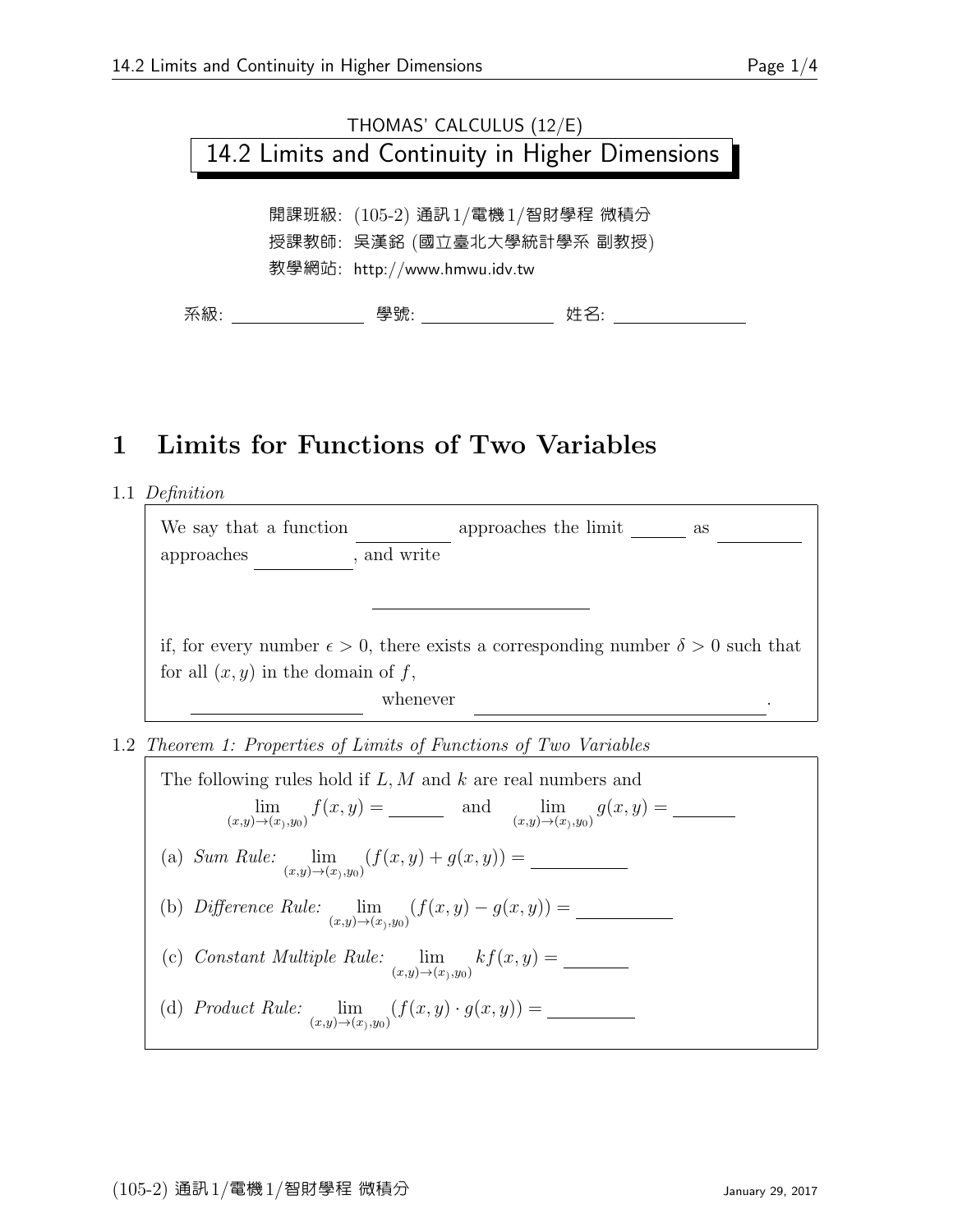THOMAS' CALCULUS (12/E)

# 14.2 Limits and Continuity in Higher Dimensions

開課班級: (105-2) 通訊1/電機1/智財學程 微積分
授課教師: 吳漢銘 (國立臺北大學統計學系 副教授)
教學網站: http://www.hmwu.idv.tw

系級: \_\_\_\_\_\_\_\_\_\_ 學號: \_\_\_\_\_\_\_\_\_\_ 姓名: \_\_\_\_\_\_\_\_\_\_

## 1 Limits for Functions of Two Variables

1.1 *Definition*

We say that a function \_\_\_\_\_\_\_\_ approaches the limit \_\_\_\_\_ as \_\_\_\_\_\_\_\_ approaches \_\_\_\_\_\_\_\_, and write

\_\_\_\_\_\_\_\_\_\_\_\_\_\_\_\_\_\_\_\_

if, for every number $\epsilon > 0$, there exists a corresponding number $\delta > 0$ such that for all $(x, y)$ in the domain of $f$,

\_\_\_\_\_\_\_\_\_\_\_\_\_\_\_ whenever \_\_\_\_\_\_\_\_\_\_\_\_\_\_\_\_\_\_\_\_\_\_\_\_\_.

1.2 *Theorem 1: Properties of Limits of Functions of Two Variables*

The following rules hold if $L, M$ and $k$ are real numbers and

$$\lim_{(x,y)\to(x_),y_0)} f(x,y) = \_\_\_\_\_ \quad \text{and} \quad \lim_{(x,y)\to(x_),y_0)} g(x,y) = \_\_\_\_\_$$

(a) *Sum Rule:* $\lim_{(x,y)\to(x_),y_0)} (f(x,y) + g(x,y)) = \_\_\_\_\_\_\_\_$

(b) *Difference Rule:* $\lim_{(x,y)\to(x_),y_0)} (f(x,y) - g(x,y)) = \_\_\_\_\_\_\_\_$

(c) *Constant Multiple Rule:* $\lim_{(x,y)\to(x_),y_0)} kf(x,y) = \_\_\_\_\_\_$

(d) *Product Rule:* $\lim_{(x,y)\to(x_),y_0)} (f(x,y) \cdot g(x,y)) = \_\_\_\_\_\_\_\_$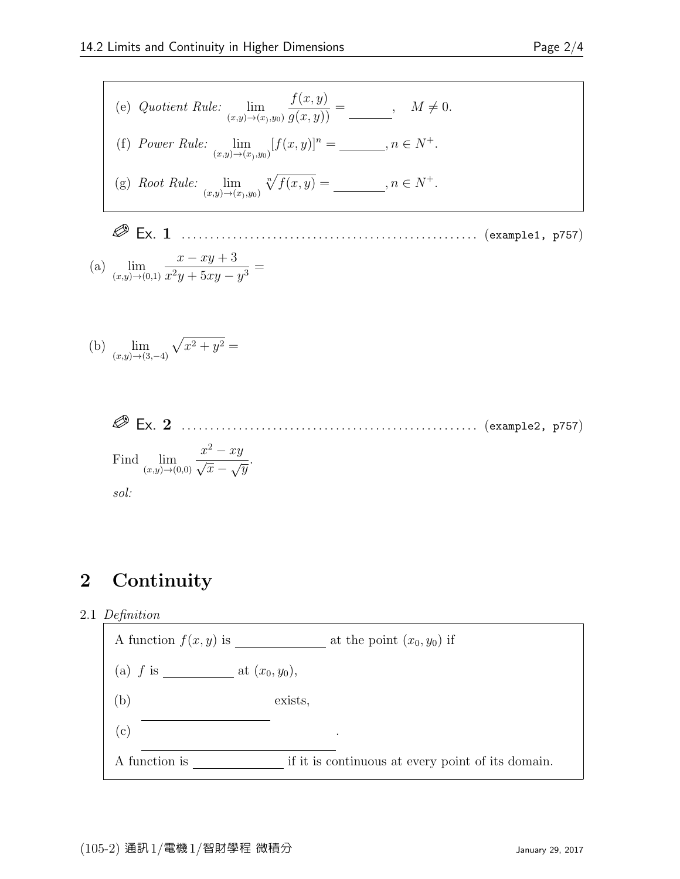(e) *Quotient Rule:* $\lim_{(x,y)\to(x_),y_0)} \dfrac{f(x,y)}{g(x,y))} =$ \_\_\_\_\_\_\_\_, $\quad M \neq 0.$

(f) *Power Rule:* $\lim_{(x,y)\to(x_),y_0)} [f(x,y)]^n =$ \_\_\_\_\_\_\_\_, $n \in N^+$.

(g) *Root Rule:* $\lim_{(x,y)\to(x_),y_0)} \sqrt[n]{f(x,y)} =$ \_\_\_\_\_\_\_\_, $n \in N^+$.

**Ex. 1** .................................................... (example1, p757)

(a) $\lim_{(x,y)\to(0,1)} \dfrac{x - xy + 3}{x^2y + 5xy - y^3} =$

(b) $\lim_{(x,y)\to(3,-4)} \sqrt{x^2 + y^2} =$

**Ex. 2** .................................................... (example2, p757)

Find $\lim_{(x,y)\to(0,0)} \dfrac{x^2 - xy}{\sqrt{x} - \sqrt{y}}$.

*sol:*

# 2 Continuity

2.1 *Definition*

A function $f(x,y)$ is \_\_\_\_\_\_\_\_\_\_\_\_ at the point $(x_0, y_0)$ if

(a) $f$ is \_\_\_\_\_\_\_\_\_\_ at $(x_0, y_0)$,

(b) \_\_\_\_\_\_\_\_\_\_\_\_\_\_\_\_\_\_ exists,

(c) \_\_\_\_\_\_\_\_\_\_\_\_\_\_\_\_\_\_\_\_\_\_\_\_\_\_\_\_ .

A function is \_\_\_\_\_\_\_\_\_\_\_\_ if it is continuous at every point of its domain.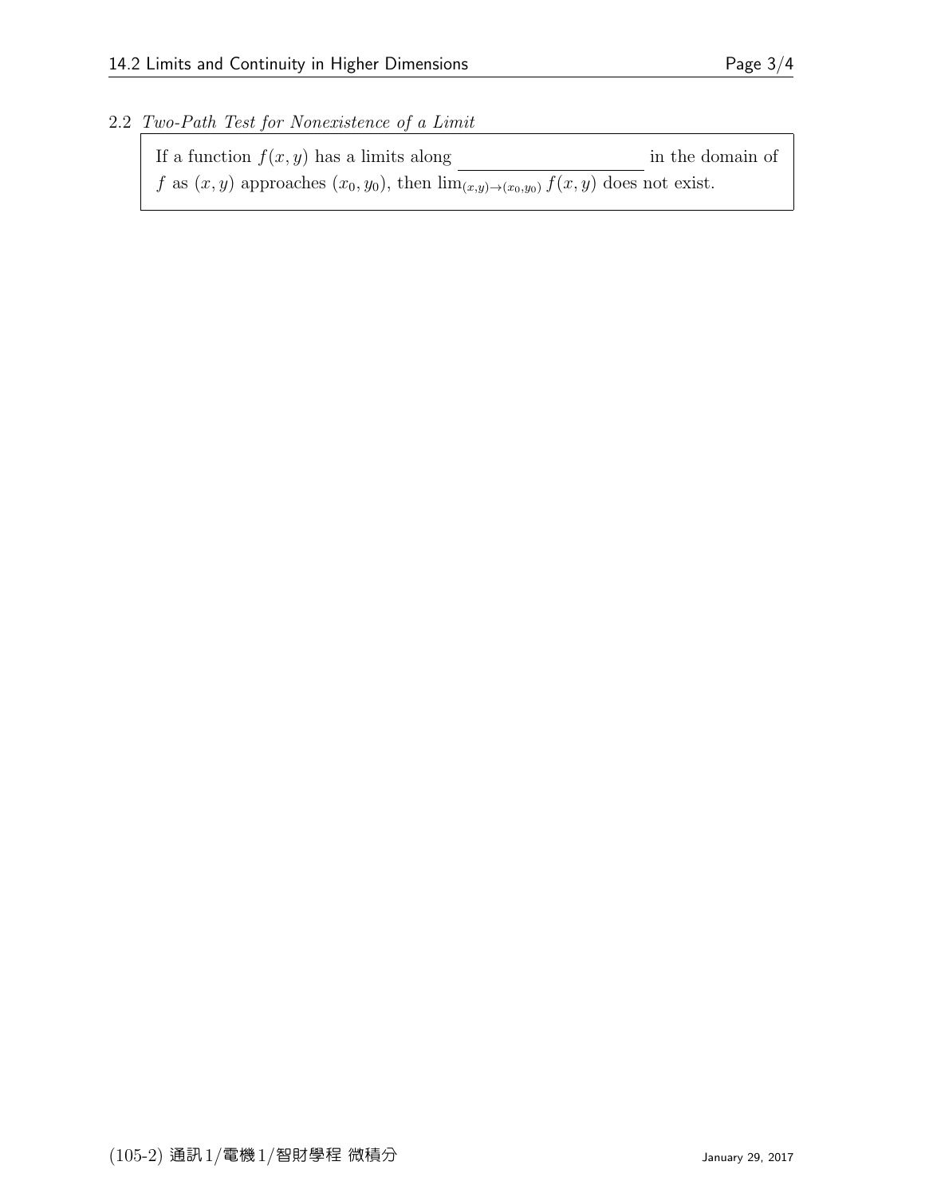2.2 *Two-Path Test for Nonexistence of a Limit*

If a function $f(x, y)$ has a limits along \_\_\_\_\_\_\_\_\_\_\_\_\_\_\_\_\_\_\_\_ in the domain of $f$ as $(x, y)$ approaches $(x_0, y_0)$, then $\lim_{(x,y)\to(x_0,y_0)} f(x, y)$ does not exist.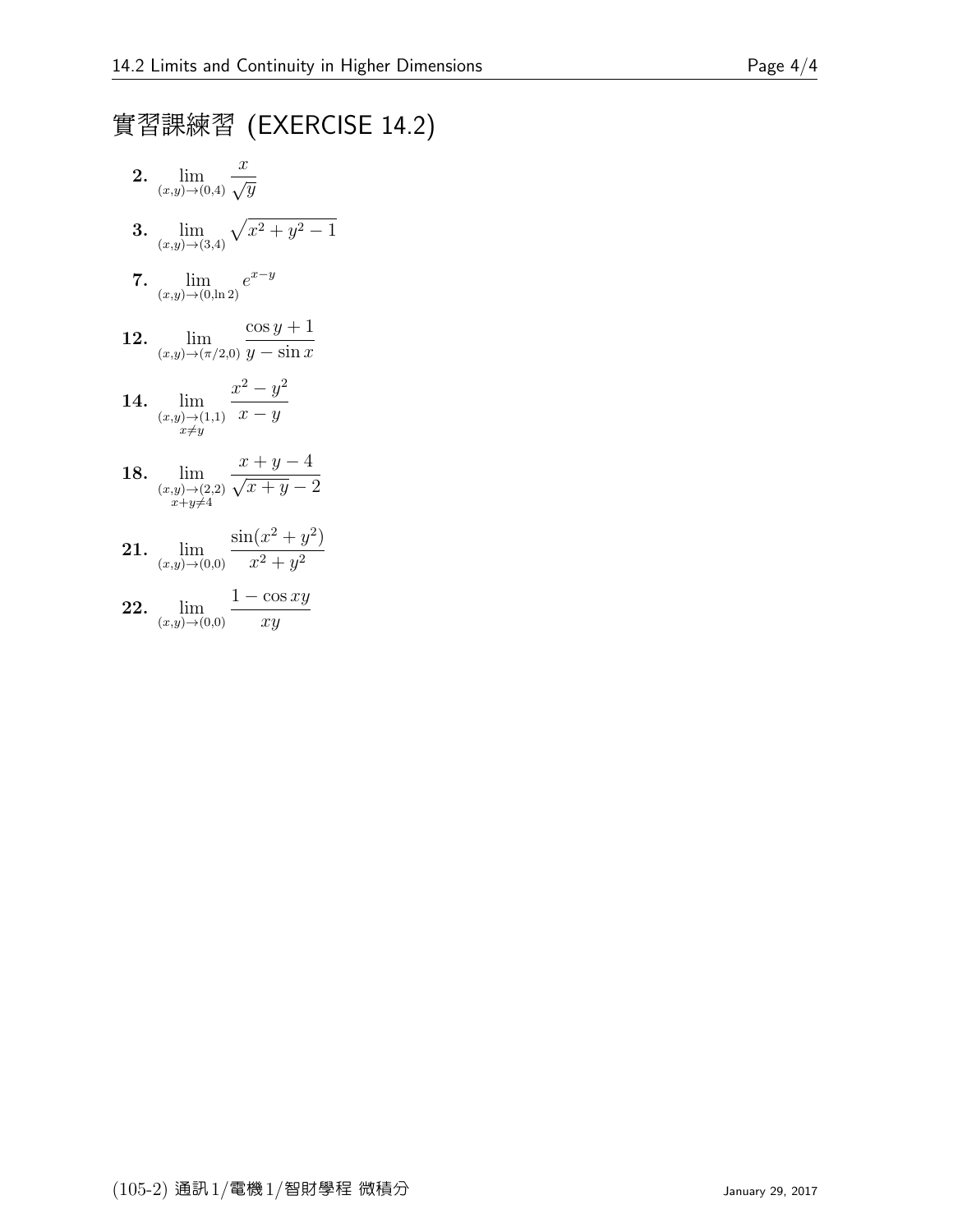# 實習課練習 (EXERCISE 14.2)

**2.** $\displaystyle\lim_{(x,y)\to(0,4)} \frac{x}{\sqrt{y}}$

**3.** $\displaystyle\lim_{(x,y)\to(3,4)} \sqrt{x^2+y^2-1}$

**7.** $\displaystyle\lim_{(x,y)\to(0,\ln 2)} e^{x-y}$

**12.** $\displaystyle\lim_{(x,y)\to(\pi/2,0)} \frac{\cos y+1}{y-\sin x}$

**14.** $\displaystyle\lim_{\substack{(x,y)\to(1,1)\\ x\neq y}} \frac{x^2-y^2}{x-y}$

**18.** $\displaystyle\lim_{\substack{(x,y)\to(2,2)\\ x+y\neq 4}} \frac{x+y-4}{\sqrt{x+y}-2}$

**21.** $\displaystyle\lim_{(x,y)\to(0,0)} \frac{\sin(x^2+y^2)}{x^2+y^2}$

**22.** $\displaystyle\lim_{(x,y)\to(0,0)} \frac{1-\cos xy}{xy}$